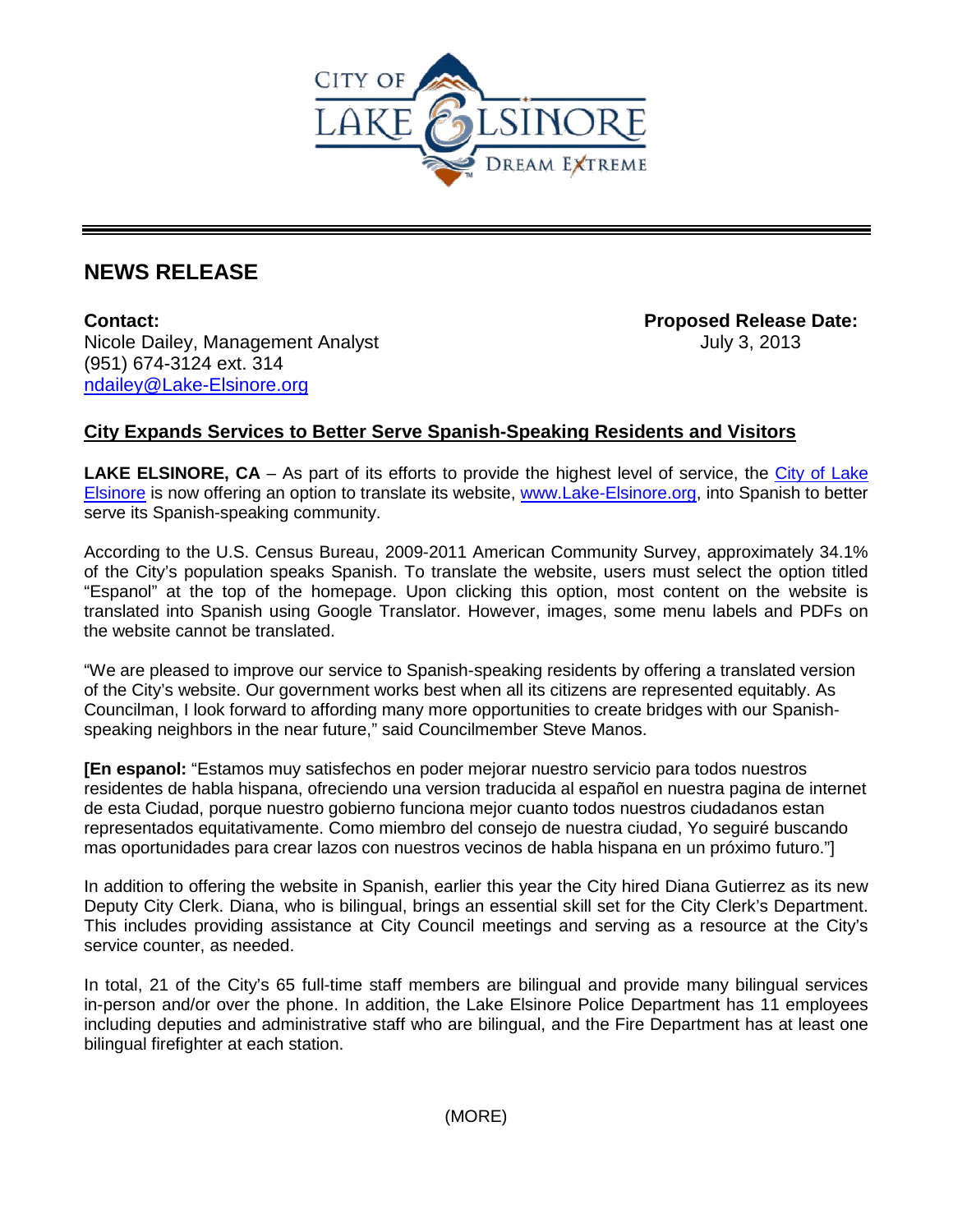# NEWS RELEASE

**Contact:**
Nicole Dailey, Management Analyst
(951) 674-3124 ext. 314
ndailey@Lake-Elsinore.org

**Proposed Release Date:**
July 3, 2013

## City Expands Services to Better Serve Spanish-Speaking Residents and Visitors

**LAKE ELSINORE, CA** – As part of its efforts to provide the highest level of service, the City of Lake Elsinore is now offering an option to translate its website, www.Lake-Elsinore.org, into Spanish to better serve its Spanish-speaking community.

According to the U.S. Census Bureau, 2009-2011 American Community Survey, approximately 34.1% of the City's population speaks Spanish. To translate the website, users must select the option titled "Espanol" at the top of the homepage. Upon clicking this option, most content on the website is translated into Spanish using Google Translator. However, images, some menu labels and PDFs on the website cannot be translated.

"We are pleased to improve our service to Spanish-speaking residents by offering a translated version of the City's website. Our government works best when all its citizens are represented equitably. As Councilman, I look forward to affording many more opportunities to create bridges with our Spanish-speaking neighbors in the near future," said Councilmember Steve Manos.

**[En espanol:** "Estamos muy satisfechos en poder mejorar nuestro servicio para todos nuestros residentes de habla hispana, ofreciendo una version traducida al español en nuestra pagina de internet de esta Ciudad, porque nuestro gobierno funciona mejor cuanto todos nuestros ciudadanos estan representados equitativamente. Como miembro del consejo de nuestra ciudad, Yo seguiré buscando mas oportunidades para crear lazos con nuestros vecinos de habla hispana en un próximo futuro."]

In addition to offering the website in Spanish, earlier this year the City hired Diana Gutierrez as its new Deputy City Clerk. Diana, who is bilingual, brings an essential skill set for the City Clerk's Department. This includes providing assistance at City Council meetings and serving as a resource at the City's service counter, as needed.

In total, 21 of the City's 65 full-time staff members are bilingual and provide many bilingual services in-person and/or over the phone. In addition, the Lake Elsinore Police Department has 11 employees including deputies and administrative staff who are bilingual, and the Fire Department has at least one bilingual firefighter at each station.

(MORE)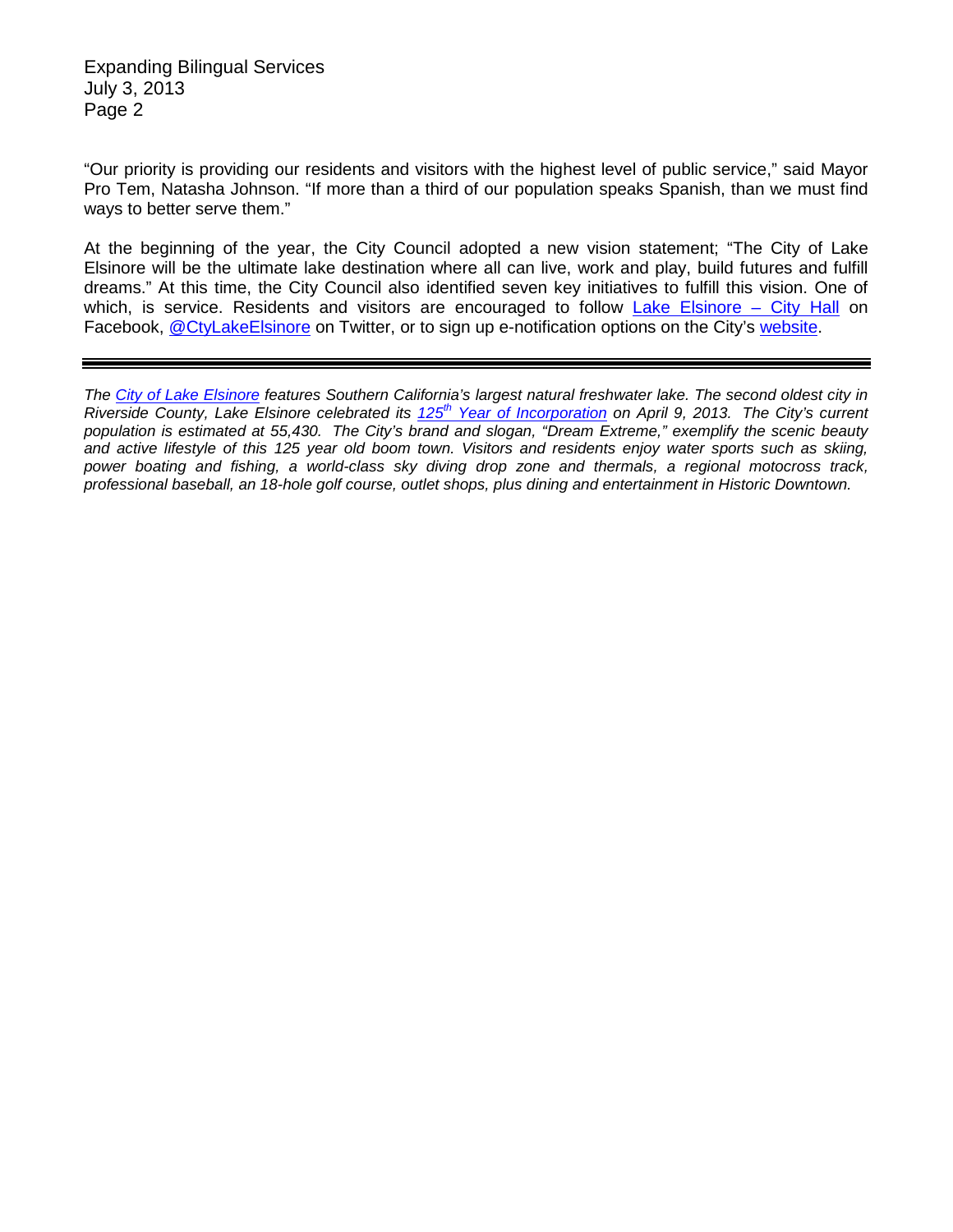"Our priority is providing our residents and visitors with the highest level of public service," said Mayor Pro Tem, Natasha Johnson. "If more than a third of our population speaks Spanish, than we must find ways to better serve them."

At the beginning of the year, the City Council adopted a new vision statement; "The City of Lake Elsinore will be the ultimate lake destination where all can live, work and play, build futures and fulfill dreams." At this time, the City Council also identified seven key initiatives to fulfill this vision. One of which, is service. Residents and visitors are encouraged to follow Lake Elsinore – City Hall on Facebook, @CtyLakeElsinore on Twitter, or to sign up e-notification options on the City's website.

---

*The City of Lake Elsinore features Southern California's largest natural freshwater lake. The second oldest city in Riverside County, Lake Elsinore celebrated its 125th Year of Incorporation on April 9, 2013. The City's current population is estimated at 55,430. The City's brand and slogan, "Dream Extreme," exemplify the scenic beauty and active lifestyle of this 125 year old boom town. Visitors and residents enjoy water sports such as skiing, power boating and fishing, a world-class sky diving drop zone and thermals, a regional motocross track, professional baseball, an 18-hole golf course, outlet shops, plus dining and entertainment in Historic Downtown.*